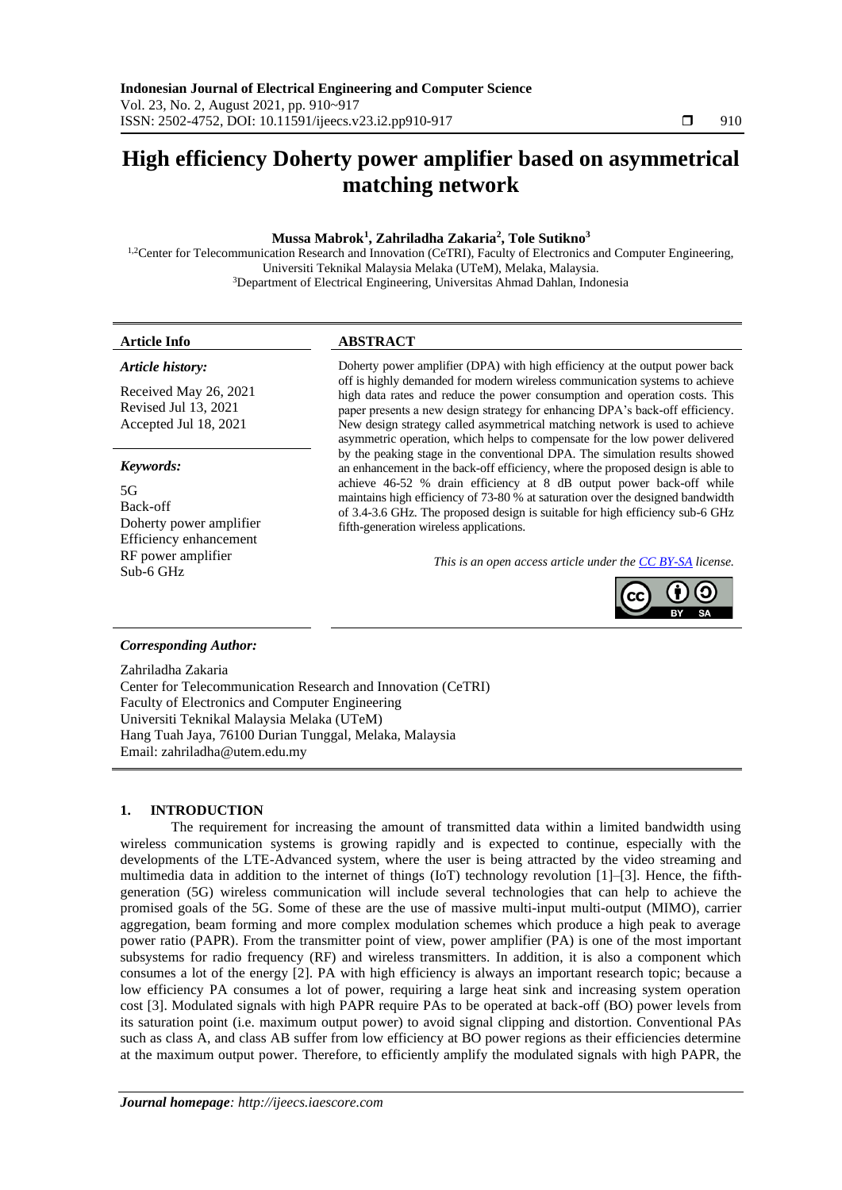# High efficiency Doherty power amplifier based on asymmetrical matching network

**Mussa Mabrok[1], Zahriladha Zakaria[2], Tole Sutikno[3]**

[1,2]Center for Telecommunication Research and Innovation (CeTRI), Faculty of Electronics and Computer Engineering, Universiti Teknikal Malaysia Melaka (UTeM), Melaka, Malaysia.
[3]Department of Electrical Engineering, Universitas Ahmad Dahlan, Indonesia

**Article Info**

*Article history:*

Received May 26, 2021
Revised Jul 13, 2021
Accepted Jul 18, 2021

*Keywords:*

5G
Back-off
Doherty power amplifier
Efficiency enhancement
RF power amplifier
Sub-6 GHz

**ABSTRACT**

Doherty power amplifier (DPA) with high efficiency at the output power back off is highly demanded for modern wireless communication systems to achieve high data rates and reduce the power consumption and operation costs. This paper presents a new design strategy for enhancing DPA's back-off efficiency. New design strategy called asymmetrical matching network is used to achieve asymmetric operation, which helps to compensate for the low power delivered by the peaking stage in the conventional DPA. The simulation results showed an enhancement in the back-off efficiency, where the proposed design is able to achieve 46-52 % drain efficiency at 8 dB output power back-off while maintains high efficiency of 73-80 % at saturation over the designed bandwidth of 3.4-3.6 GHz. The proposed design is suitable for high efficiency sub-6 GHz fifth-generation wireless applications.

*This is an open access article under the CC BY-SA license.*

*Corresponding Author:*

Zahriladha Zakaria
Center for Telecommunication Research and Innovation (CeTRI)
Faculty of Electronics and Computer Engineering
Universiti Teknikal Malaysia Melaka (UTeM)
Hang Tuah Jaya, 76100 Durian Tunggal, Melaka, Malaysia
Email: zahriladha@utem.edu.my

## 1. INTRODUCTION

The requirement for increasing the amount of transmitted data within a limited bandwidth using wireless communication systems is growing rapidly and is expected to continue, especially with the developments of the LTE-Advanced system, where the user is being attracted by the video streaming and multimedia data in addition to the internet of things (IoT) technology revolution [1]–[3]. Hence, the fifth-generation (5G) wireless communication will include several technologies that can help to achieve the promised goals of the 5G. Some of these are the use of massive multi-input multi-output (MIMO), carrier aggregation, beam forming and more complex modulation schemes which produce a high peak to average power ratio (PAPR). From the transmitter point of view, power amplifier (PA) is one of the most important subsystems for radio frequency (RF) and wireless transmitters. In addition, it is also a component which consumes a lot of the energy [2]. PA with high efficiency is always an important research topic; because a low efficiency PA consumes a lot of power, requiring a large heat sink and increasing system operation cost [3]. Modulated signals with high PAPR require PAs to be operated at back-off (BO) power levels from its saturation point (i.e. maximum output power) to avoid signal clipping and distortion. Conventional PAs such as class A, and class AB suffer from low efficiency at BO power regions as their efficiencies determine at the maximum output power. Therefore, to efficiently amplify the modulated signals with high PAPR, the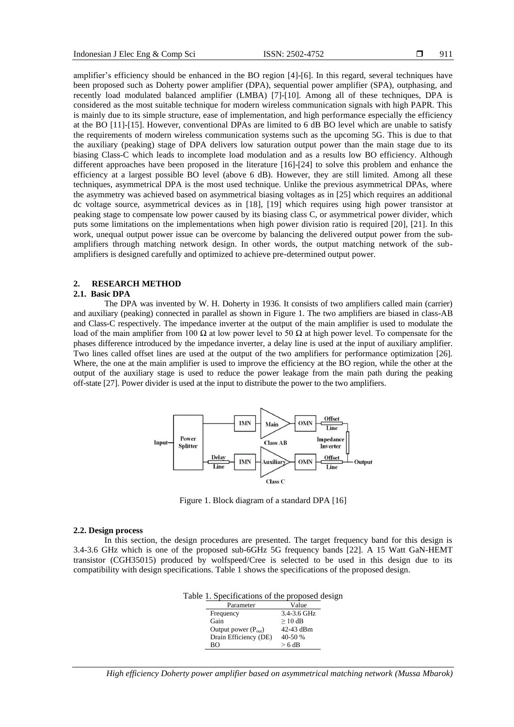amplifier's efficiency should be enhanced in the BO region [4]-[6]. In this regard, several techniques have been proposed such as Doherty power amplifier (DPA), sequential power amplifier (SPA), outphasing, and recently load modulated balanced amplifier (LMBA) [7]-[10]. Among all of these techniques, DPA is considered as the most suitable technique for modern wireless communication signals with high PAPR. This is mainly due to its simple structure, ease of implementation, and high performance especially the efficiency at the BO [11]-[15]. However, conventional DPAs are limited to 6 dB BO level which are unable to satisfy the requirements of modern wireless communication systems such as the upcoming 5G. This is due to that the auxiliary (peaking) stage of DPA delivers low saturation output power than the main stage due to its biasing Class-C which leads to incomplete load modulation and as a results low BO efficiency. Although different approaches have been proposed in the literature [16]-[24] to solve this problem and enhance the efficiency at a largest possible BO level (above 6 dB). However, they are still limited. Among all these techniques, asymmetrical DPA is the most used technique. Unlike the previous asymmetrical DPAs, where the asymmetry was achieved based on asymmetrical biasing voltages as in [25] which requires an additional dc voltage source, asymmetrical devices as in [18], [19] which requires using high power transistor at peaking stage to compensate low power caused by its biasing class C, or asymmetrical power divider, which puts some limitations on the implementations when high power division ratio is required [20], [21]. In this work, unequal output power issue can be overcome by balancing the delivered output power from the sub-amplifiers through matching network design. In other words, the output matching network of the sub-amplifiers is designed carefully and optimized to achieve pre-determined output power.

## 2. RESEARCH METHOD

### 2.1. Basic DPA

The DPA was invented by W. H. Doherty in 1936. It consists of two amplifiers called main (carrier) and auxiliary (peaking) connected in parallel as shown in Figure 1. The two amplifiers are biased in class-AB and Class-C respectively. The impedance inverter at the output of the main amplifier is used to modulate the load of the main amplifier from 100 Ω at low power level to 50 Ω at high power level. To compensate for the phases difference introduced by the impedance inverter, a delay line is used at the input of auxiliary amplifier. Two lines called offset lines are used at the output of the two amplifiers for performance optimization [26]. Where, the one at the main amplifier is used to improve the efficiency at the BO region, while the other at the output of the auxiliary stage is used to reduce the power leakage from the main path during the peaking off-state [27]. Power divider is used at the input to distribute the power to the two amplifiers.

Figure 1. Block diagram of a standard DPA [16]

### 2.2. Design process

In this section, the design procedures are presented. The target frequency band for this design is 3.4-3.6 GHz which is one of the proposed sub-6GHz 5G frequency bands [22]. A 15 Watt GaN-HEMT transistor (CGH35015) produced by wolfspeed/Cree is selected to be used in this design due to its compatibility with design specifications. Table 1 shows the specifications of the proposed design.

Table 1. Specifications of the proposed design

| Parameter | Value |
|---|---|
| Frequency | 3.4-3.6 GHz |
| Gain | ≥ 10 dB |
| Output power ($P_{out}$) | 42-43 dBm |
| Drain Efficiency (DE) | 40-50 % |
| BO | > 6 dB |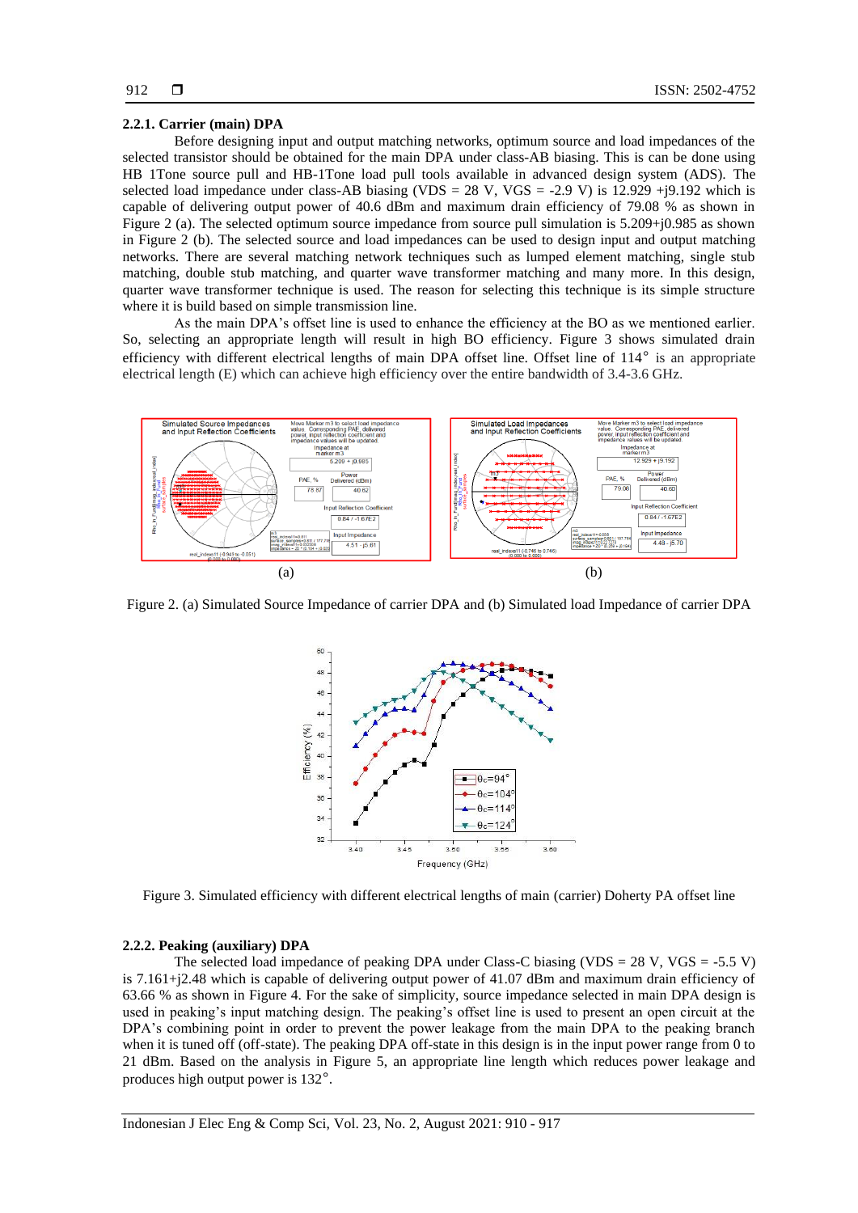### 2.2.1. Carrier (main) DPA

Before designing input and output matching networks, optimum source and load impedances of the selected transistor should be obtained for the main DPA under class-AB biasing. This is can be done using HB 1Tone source pull and HB-1Tone load pull tools available in advanced design system (ADS). The selected load impedance under class-AB biasing (VDS = 28 V, VGS = -2.9 V) is 12.929 +j9.192 which is capable of delivering output power of 40.6 dBm and maximum drain efficiency of 79.08 % as shown in Figure 2 (a). The selected optimum source impedance from source pull simulation is 5.209+j0.985 as shown in Figure 2 (b). The selected source and load impedances can be used to design input and output matching networks. There are several matching network techniques such as lumped element matching, single stub matching, double stub matching, and quarter wave transformer matching and many more. In this design, quarter wave transformer technique is used. The reason for selecting this technique is its simple structure where it is build based on simple transmission line.

As the main DPA's offset line is used to enhance the efficiency at the BO as we mentioned earlier. So, selecting an appropriate length will result in high BO efficiency. Figure 3 shows simulated drain efficiency with different electrical lengths of main DPA offset line. Offset line of 114° is an appropriate electrical length (E) which can achieve high efficiency over the entire bandwidth of 3.4-3.6 GHz.

(a) (b)

Figure 2. (a) Simulated Source Impedance of carrier DPA and (b) Simulated load Impedance of carrier DPA

Figure 3. Simulated efficiency with different electrical lengths of main (carrier) Doherty PA offset line

### 2.2.2. Peaking (auxiliary) DPA

The selected load impedance of peaking DPA under Class-C biasing (VDS = 28 V, VGS = -5.5 V) is 7.161+j2.48 which is capable of delivering output power of 41.07 dBm and maximum drain efficiency of 63.66 % as shown in Figure 4. For the sake of simplicity, source impedance selected in main DPA design is used in peaking's input matching design. The peaking's offset line is used to present an open circuit at the DPA's combining point in order to prevent the power leakage from the main DPA to the peaking branch when it is tuned off (off-state). The peaking DPA off-state in this design is in the input power range from 0 to 21 dBm. Based on the analysis in Figure 5, an appropriate line length which reduces power leakage and produces high output power is 132°.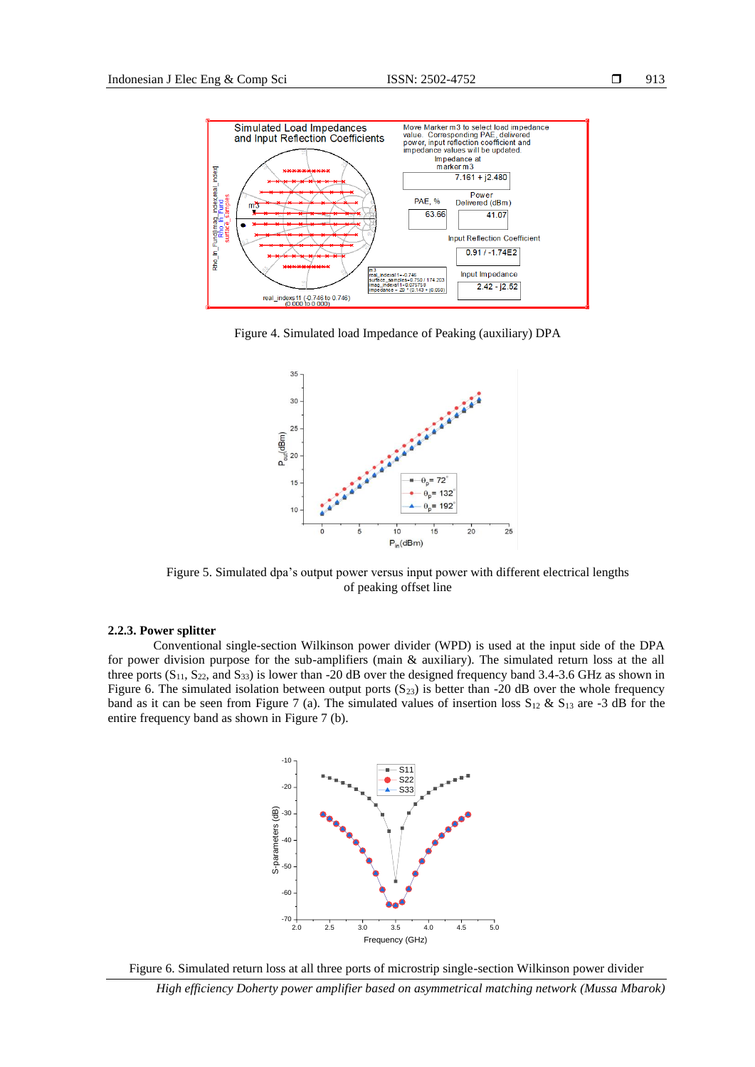Figure 4. Simulated load Impedance of Peaking (auxiliary) DPA

Figure 5. Simulated dpa's output power versus input power with different electrical lengths of peaking offset line

#### 2.2.3. Power splitter

Conventional single-section Wilkinson power divider (WPD) is used at the input side of the DPA for power division purpose for the sub-amplifiers (main & auxiliary). The simulated return loss at the all three ports ($S_{11}$, $S_{22}$, and $S_{33}$) is lower than -20 dB over the designed frequency band 3.4-3.6 GHz as shown in Figure 6. The simulated isolation between output ports ($S_{23}$) is better than -20 dB over the whole frequency band as it can be seen from Figure 7 (a). The simulated values of insertion loss $S_{12}$ & $S_{13}$ are -3 dB for the entire frequency band as shown in Figure 7 (b).

Figure 6. Simulated return loss at all three ports of microstrip single-section Wilkinson power divider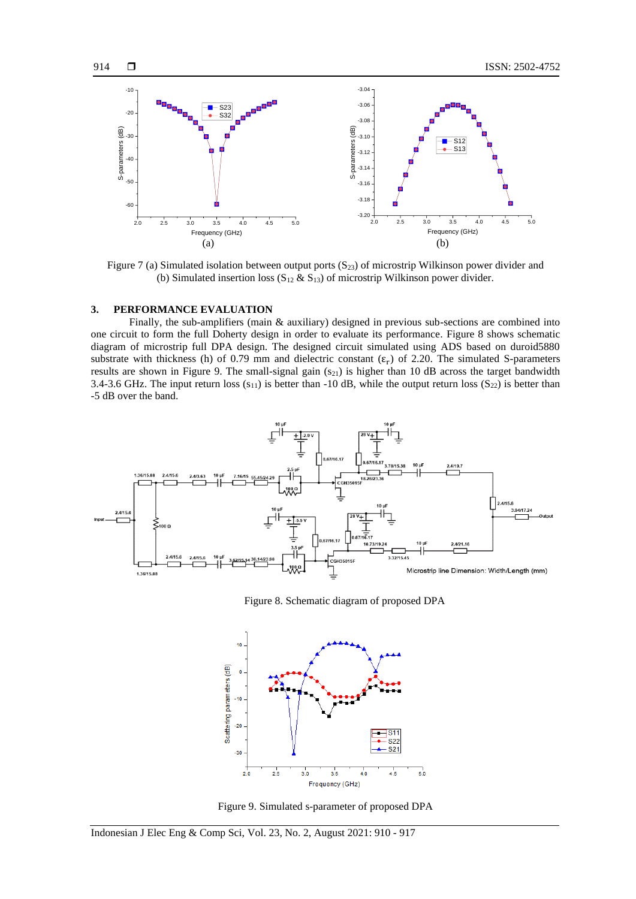Figure 7 (a) Simulated isolation between output ports ($S_{23}$) of microstrip Wilkinson power divider and (b) Simulated insertion loss ($S_{12}$ & $S_{13}$) of microstrip Wilkinson power divider.

## 3. PERFORMANCE EVALUATION

Finally, the sub-amplifiers (main & auxiliary) designed in previous sub-sections are combined into one circuit to form the full Doherty design in order to evaluate its performance. Figure 8 shows schematic diagram of microstrip full DPA design. The designed circuit simulated using ADS based on duroid5880 substrate with thickness (h) of 0.79 mm and dielectric constant ($\varepsilon_r$) of 2.20. The simulated S-parameters results are shown in Figure 9. The small-signal gain ($s_{21}$) is higher than 10 dB across the target bandwidth 3.4-3.6 GHz. The input return loss ($s_{11}$) is better than -10 dB, while the output return loss ($S_{22}$) is better than -5 dB over the band.

Figure 8. Schematic diagram of proposed DPA

Figure 9. Simulated s-parameter of proposed DPA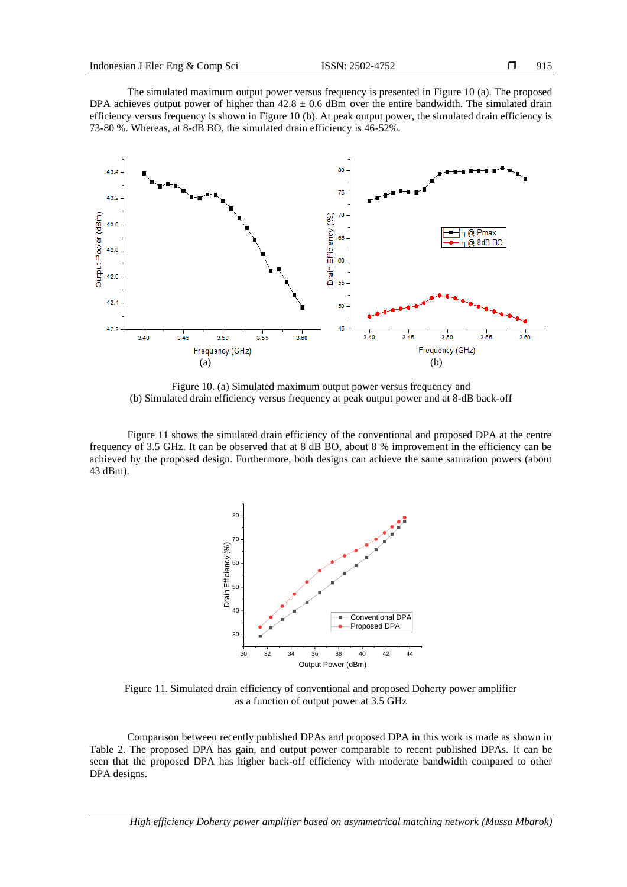The simulated maximum output power versus frequency is presented in Figure 10 (a). The proposed DPA achieves output power of higher than 42.8 ± 0.6 dBm over the entire bandwidth. The simulated drain efficiency versus frequency is shown in Figure 10 (b). At peak output power, the simulated drain efficiency is 73-80 %. Whereas, at 8-dB BO, the simulated drain efficiency is 46-52%.

Figure 10. (a) Simulated maximum output power versus frequency and (b) Simulated drain efficiency versus frequency at peak output power and at 8-dB back-off

Figure 11 shows the simulated drain efficiency of the conventional and proposed DPA at the centre frequency of 3.5 GHz. It can be observed that at 8 dB BO, about 8 % improvement in the efficiency can be achieved by the proposed design. Furthermore, both designs can achieve the same saturation powers (about 43 dBm).

Figure 11. Simulated drain efficiency of conventional and proposed Doherty power amplifier as a function of output power at 3.5 GHz

Comparison between recently published DPAs and proposed DPA in this work is made as shown in Table 2. The proposed DPA has gain, and output power comparable to recent published DPAs. It can be seen that the proposed DPA has higher back-off efficiency with moderate bandwidth compared to other DPA designs.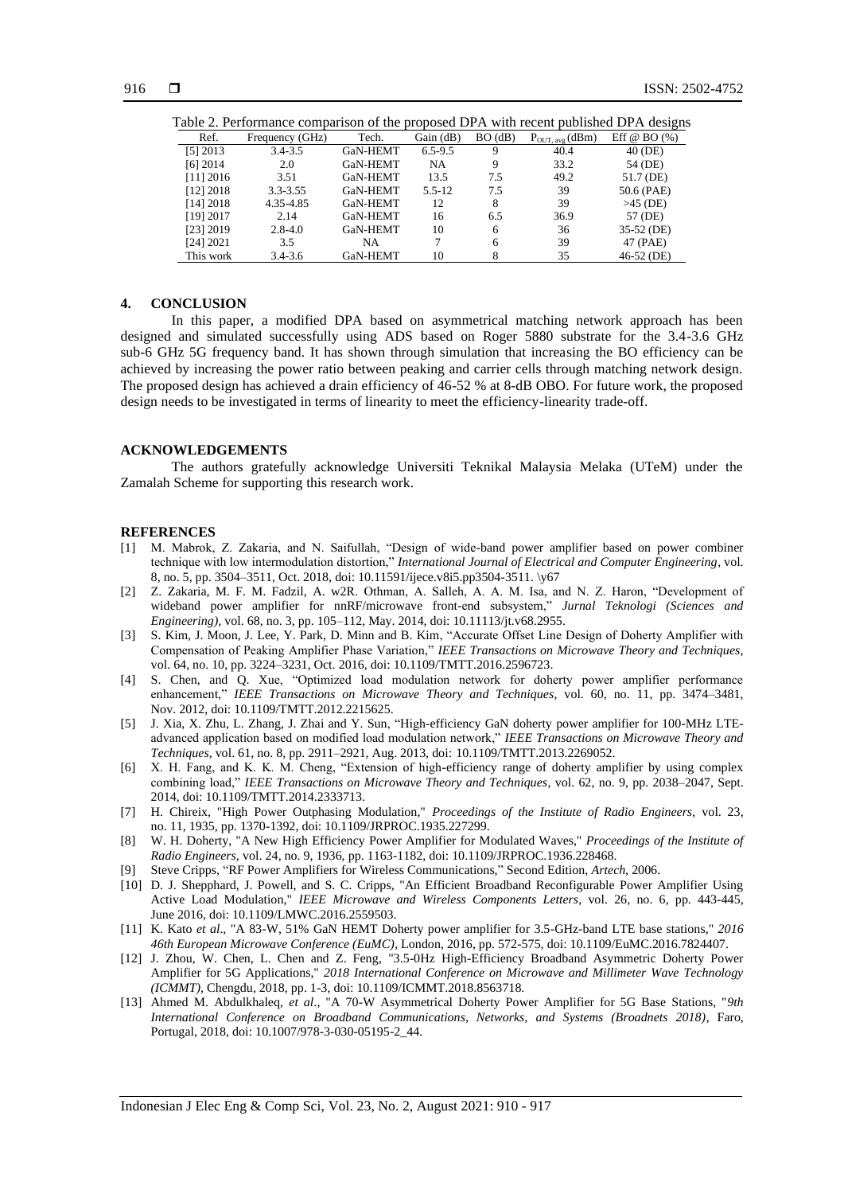Table 2. Performance comparison of the proposed DPA with recent published DPA designs

| Ref. | Frequency (GHz) | Tech. | Gain (dB) | BO (dB) | $P_{OUT, avg}$ (dBm) | Eff @ BO (%) |
|---|---|---|---|---|---|---|
| [5] 2013 | 3.4-3.5 | GaN-HEMT | 6.5-9.5 | 9 | 40.4 | 40 (DE) |
| [6] 2014 | 2.0 | GaN-HEMT | NA | 9 | 33.2 | 54 (DE) |
| [11] 2016 | 3.51 | GaN-HEMT | 13.5 | 7.5 | 49.2 | 51.7 (DE) |
| [12] 2018 | 3.3-3.55 | GaN-HEMT | 5.5-12 | 7.5 | 39 | 50.6 (PAE) |
| [14] 2018 | 4.35-4.85 | GaN-HEMT | 12 | 8 | 39 | >45 (DE) |
| [19] 2017 | 2.14 | GaN-HEMT | 16 | 6.5 | 36.9 | 57 (DE) |
| [23] 2019 | 2.8-4.0 | GaN-HEMT | 10 | 6 | 36 | 35-52 (DE) |
| [24] 2021 | 3.5 | NA | 7 | 6 | 39 | 47 (PAE) |
| This work | 3.4-3.6 | GaN-HEMT | 10 | 8 | 35 | 46-52 (DE) |

## 4. CONCLUSION

In this paper, a modified DPA based on asymmetrical matching network approach has been designed and simulated successfully using ADS based on Roger 5880 substrate for the 3.4-3.6 GHz sub-6 GHz 5G frequency band. It has shown through simulation that increasing the BO efficiency can be achieved by increasing the power ratio between peaking and carrier cells through matching network design. The proposed design has achieved a drain efficiency of 46-52 % at 8-dB OBO. For future work, the proposed design needs to be investigated in terms of linearity to meet the efficiency-linearity trade-off.

## ACKNOWLEDGEMENTS

The authors gratefully acknowledge Universiti Teknikal Malaysia Melaka (UTeM) under the Zamalah Scheme for supporting this research work.

## REFERENCES

[1] M. Mabrok, Z. Zakaria, and N. Saifullah, "Design of wide-band power amplifier based on power combiner technique with low intermodulation distortion," *International Journal of Electrical and Computer Engineering*, vol. 8, no. 5, pp. 3504–3511, Oct. 2018, doi: 10.11591/ijece.v8i5.pp3504-3511. \y67

[2] Z. Zakaria, M. F. M. Fadzil, A. w2R. Othman, A. Salleh, A. A. M. Isa, and N. Z. Haron, "Development of wideband power amplifier for nnRF/microwave front-end subsystem," *Jurnal Teknologi (Sciences and Engineering)*, vol. 68, no. 3, pp. 105–112, May. 2014, doi: 10.11113/jt.v68.2955.

[3] S. Kim, J. Moon, J. Lee, Y. Park, D. Minn and B. Kim, "Accurate Offset Line Design of Doherty Amplifier with Compensation of Peaking Amplifier Phase Variation," *IEEE Transactions on Microwave Theory and Techniques*, vol. 64, no. 10, pp. 3224–3231, Oct. 2016, doi: 10.1109/TMTT.2016.2596723.

[4] S. Chen, and Q. Xue, "Optimized load modulation network for doherty power amplifier performance enhancement," *IEEE Transactions on Microwave Theory and Techniques*, vol. 60, no. 11, pp. 3474–3481, Nov. 2012, doi: 10.1109/TMTT.2012.2215625.

[5] J. Xia, X. Zhu, L. Zhang, J. Zhai and Y. Sun, "High-efficiency GaN doherty power amplifier for 100-MHz LTE-advanced application based on modified load modulation network," *IEEE Transactions on Microwave Theory and Techniques*, vol. 61, no. 8, pp. 2911–2921, Aug. 2013, doi: 10.1109/TMTT.2013.2269052.

[6] X. H. Fang, and K. K. M. Cheng, "Extension of high-efficiency range of doherty amplifier by using complex combining load," *IEEE Transactions on Microwave Theory and Techniques*, vol. 62, no. 9, pp. 2038–2047, Sept. 2014, doi: 10.1109/TMTT.2014.2333713.

[7] H. Chireix, "High Power Outphasing Modulation," *Proceedings of the Institute of Radio Engineers*, vol. 23, no. 11, 1935, pp. 1370-1392, doi: 10.1109/JRPROC.1935.227299.

[8] W. H. Doherty, "A New High Efficiency Power Amplifier for Modulated Waves," *Proceedings of the Institute of Radio Engineers*, vol. 24, no. 9, 1936, pp. 1163-1182, doi: 10.1109/JRPROC.1936.228468.

[9] Steve Cripps, "RF Power Amplifiers for Wireless Communications," Second Edition, *Artech*, 2006.

[10] D. J. Shepphard, J. Powell, and S. C. Cripps, "An Efficient Broadband Reconfigurable Power Amplifier Using Active Load Modulation," *IEEE Microwave and Wireless Components Letters*, vol. 26, no. 6, pp. 443-445, June 2016, doi: 10.1109/LMWC.2016.2559503.

[11] K. Kato *et al*., "A 83-W, 51% GaN HEMT Doherty power amplifier for 3.5-GHz-band LTE base stations," *2016 46th European Microwave Conference (EuMC)*, London, 2016, pp. 572-575, doi: 10.1109/EuMC.2016.7824407.

[12] J. Zhou, W. Chen, L. Chen and Z. Feng, "3.5-0Hz High-Efficiency Broadband Asymmetric Doherty Power Amplifier for 5G Applications," *2018 International Conference on Microwave and Millimeter Wave Technology (ICMMT)*, Chengdu, 2018, pp. 1-3, doi: 10.1109/ICMMT.2018.8563718.

[13] Ahmed M. Abdulkhaleq, *et al*., "A 70-W Asymmetrical Doherty Power Amplifier for 5G Base Stations, "*9th International Conference on Broadband Communications, Networks, and Systems (Broadnets 2018)*, Faro, Portugal, 2018, doi: 10.1007/978-3-030-05195-2_44.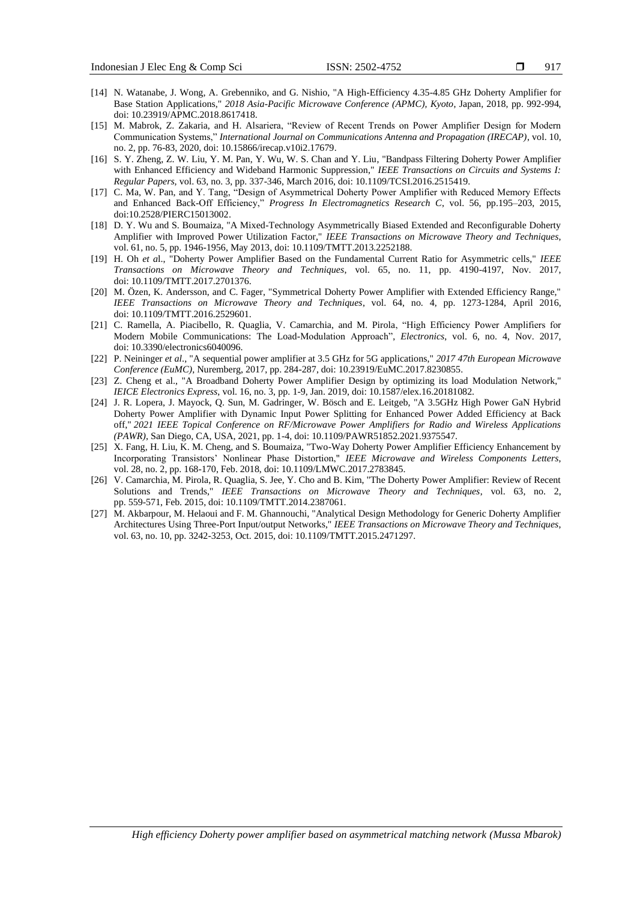[14] N. Watanabe, J. Wong, A. Grebenniko, and G. Nishio, "A High-Efficiency 4.35-4.85 GHz Doherty Amplifier for Base Station Applications," *2018 Asia-Pacific Microwave Conference (APMC), Kyoto*, Japan, 2018, pp. 992-994, doi: 10.23919/APMC.2018.8617418.

[15] M. Mabrok, Z. Zakaria, and H. Alsariera, "Review of Recent Trends on Power Amplifier Design for Modern Communication Systems," *International Journal on Communications Antenna and Propagation (IRECAP)*, vol. 10, no. 2, pp. 76-83, 2020, doi: 10.15866/irecap.v10i2.17679.

[16] S. Y. Zheng, Z. W. Liu, Y. M. Pan, Y. Wu, W. S. Chan and Y. Liu, "Bandpass Filtering Doherty Power Amplifier with Enhanced Efficiency and Wideband Harmonic Suppression," *IEEE Transactions on Circuits and Systems I: Regular Papers*, vol. 63, no. 3, pp. 337-346, March 2016, doi: 10.1109/TCSI.2016.2515419.

[17] C. Ma, W. Pan, and Y. Tang, "Design of Asymmetrical Doherty Power Amplifier with Reduced Memory Effects and Enhanced Back-Off Efficiency," *Progress In Electromagnetics Research C*, vol. 56, pp.195–203, 2015, doi:10.2528/PIERC15013002.

[18] D. Y. Wu and S. Boumaiza, "A Mixed-Technology Asymmetrically Biased Extended and Reconfigurable Doherty Amplifier with Improved Power Utilization Factor," *IEEE Transactions on Microwave Theory and Techniques*, vol. 61, no. 5, pp. 1946-1956, May 2013, doi: 10.1109/TMTT.2013.2252188.

[19] H. Oh *et a*l., "Doherty Power Amplifier Based on the Fundamental Current Ratio for Asymmetric cells," *IEEE Transactions on Microwave Theory and Techniques*, vol. 65, no. 11, pp. 4190-4197, Nov. 2017, doi: 10.1109/TMTT.2017.2701376.

[20] M. Özen, K. Andersson, and C. Fager, "Symmetrical Doherty Power Amplifier with Extended Efficiency Range," *IEEE Transactions on Microwave Theory and Techniques*, vol. 64, no. 4, pp. 1273-1284, April 2016, doi: 10.1109/TMTT.2016.2529601.

[21] C. Ramella, A. Piacibello, R. Quaglia, V. Camarchia, and M. Pirola, "High Efficiency Power Amplifiers for Modern Mobile Communications: The Load-Modulation Approach", *Electronics*, vol. 6, no. 4, Nov. 2017, doi: 10.3390/electronics6040096.

[22] P. Neininger *et al*., "A sequential power amplifier at 3.5 GHz for 5G applications," *2017 47th European Microwave Conference (EuMC)*, Nuremberg, 2017, pp. 284-287, doi: 10.23919/EuMC.2017.8230855.

[23] Z. Cheng et al., "A Broadband Doherty Power Amplifier Design by optimizing its load Modulation Network," *IEICE Electronics Express*, vol. 16, no. 3, pp. 1-9, Jan. 2019, doi: 10.1587/elex.16.20181082.

[24] J. R. Lopera, J. Mayock, Q. Sun, M. Gadringer, W. Bösch and E. Leitgeb, "A 3.5GHz High Power GaN Hybrid Doherty Power Amplifier with Dynamic Input Power Splitting for Enhanced Power Added Efficiency at Back off," *2021 IEEE Topical Conference on RF/Microwave Power Amplifiers for Radio and Wireless Applications (PAWR)*, San Diego, CA, USA, 2021, pp. 1-4, doi: 10.1109/PAWR51852.2021.9375547.

[25] X. Fang, H. Liu, K. M. Cheng, and S. Boumaiza, "Two-Way Doherty Power Amplifier Efficiency Enhancement by Incorporating Transistors' Nonlinear Phase Distortion," *IEEE Microwave and Wireless Components Letters*, vol. 28, no. 2, pp. 168-170, Feb. 2018, doi: 10.1109/LMWC.2017.2783845.

[26] V. Camarchia, M. Pirola, R. Quaglia, S. Jee, Y. Cho and B. Kim, "The Doherty Power Amplifier: Review of Recent Solutions and Trends," *IEEE Transactions on Microwave Theory and Techniques*, vol. 63, no. 2, pp. 559-571, Feb. 2015, doi: 10.1109/TMTT.2014.2387061.

[27] M. Akbarpour, M. Helaoui and F. M. Ghannouchi, "Analytical Design Methodology for Generic Doherty Amplifier Architectures Using Three-Port Input/output Networks," *IEEE Transactions on Microwave Theory and Techniques*, vol. 63, no. 10, pp. 3242-3253, Oct. 2015, doi: 10.1109/TMTT.2015.2471297.